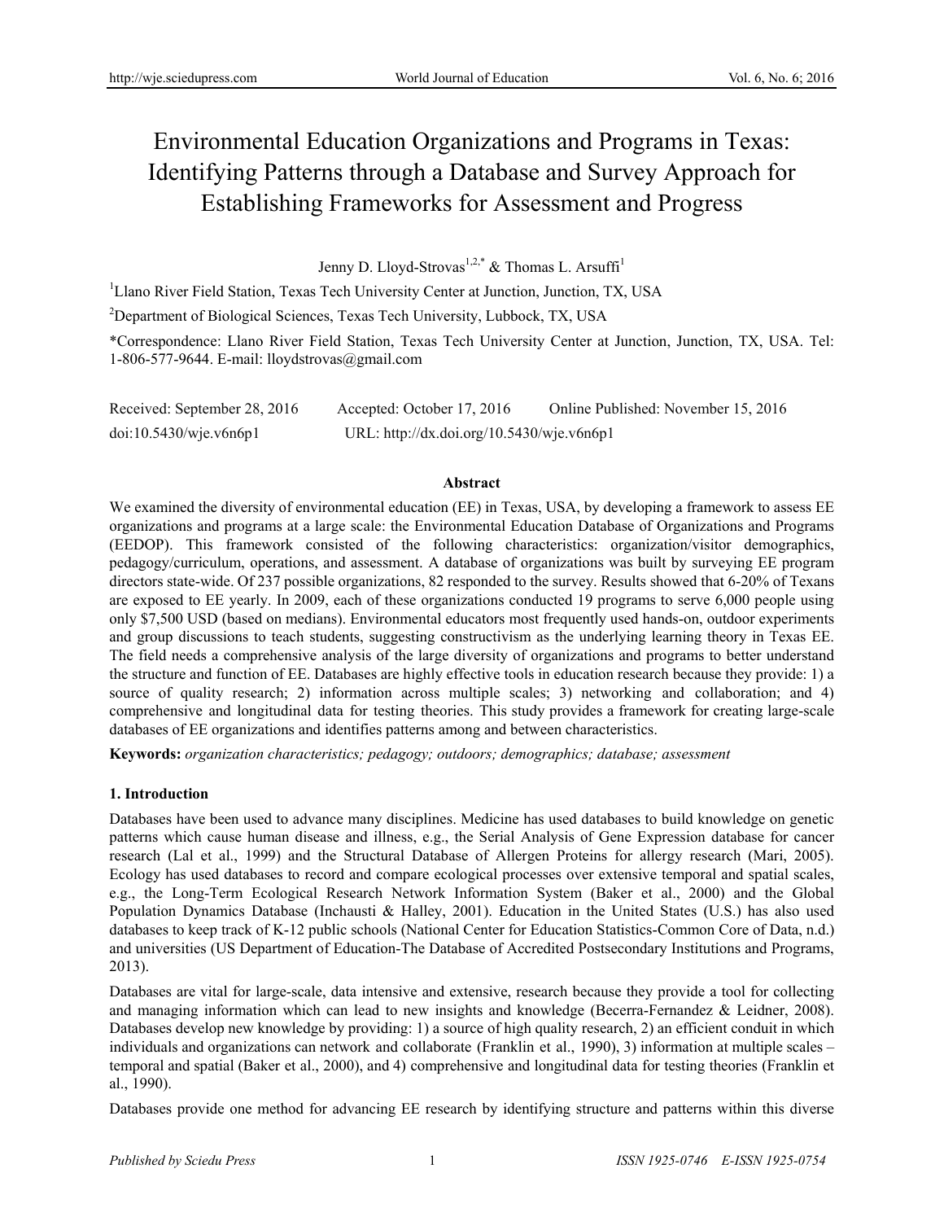# Environmental Education Organizations and Programs in Texas: Identifying Patterns through a Database and Survey Approach for Establishing Frameworks for Assessment and Progress

Jenny D. Lloyd-Strovas[1,2,*] & Thomas L. Arsuffi[1]

[1] Llano River Field Station, Texas Tech University Center at Junction, Junction, TX, USA

[2] Department of Biological Sciences, Texas Tech University, Lubbock, TX, USA

*Correspondence: Llano River Field Station, Texas Tech University Center at Junction, Junction, TX, USA. Tel: 1-806-577-9644. E-mail: lloydstrovas@gmail.com

Received: September 28, 2016 Accepted: October 17, 2016 Online Published: November 15, 2016

doi:10.5430/wje.v6n6p1 URL: http://dx.doi.org/10.5430/wje.v6n6p1

## Abstract

We examined the diversity of environmental education (EE) in Texas, USA, by developing a framework to assess EE organizations and programs at a large scale: the Environmental Education Database of Organizations and Programs (EEDOP). This framework consisted of the following characteristics: organization/visitor demographics, pedagogy/curriculum, operations, and assessment. A database of organizations was built by surveying EE program directors state-wide. Of 237 possible organizations, 82 responded to the survey. Results showed that 6-20% of Texans are exposed to EE yearly. In 2009, each of these organizations conducted 19 programs to serve 6,000 people using only $7,500 USD (based on medians). Environmental educators most frequently used hands-on, outdoor experiments and group discussions to teach students, suggesting constructivism as the underlying learning theory in Texas EE. The field needs a comprehensive analysis of the large diversity of organizations and programs to better understand the structure and function of EE. Databases are highly effective tools in education research because they provide: 1) a source of quality research; 2) information across multiple scales; 3) networking and collaboration; and 4) comprehensive and longitudinal data for testing theories. This study provides a framework for creating large-scale databases of EE organizations and identifies patterns among and between characteristics.

**Keywords:** *organization characteristics; pedagogy; outdoors; demographics; database; assessment*

## 1. Introduction

Databases have been used to advance many disciplines. Medicine has used databases to build knowledge on genetic patterns which cause human disease and illness, e.g., the Serial Analysis of Gene Expression database for cancer research (Lal et al., 1999) and the Structural Database of Allergen Proteins for allergy research (Mari, 2005). Ecology has used databases to record and compare ecological processes over extensive temporal and spatial scales, e.g., the Long-Term Ecological Research Network Information System (Baker et al., 2000) and the Global Population Dynamics Database (Inchausti & Halley, 2001). Education in the United States (U.S.) has also used databases to keep track of K-12 public schools (National Center for Education Statistics-Common Core of Data, n.d.) and universities (US Department of Education-The Database of Accredited Postsecondary Institutions and Programs, 2013).

Databases are vital for large-scale, data intensive and extensive, research because they provide a tool for collecting and managing information which can lead to new insights and knowledge (Becerra-Fernandez & Leidner, 2008). Databases develop new knowledge by providing: 1) a source of high quality research, 2) an efficient conduit in which individuals and organizations can network and collaborate (Franklin et al., 1990), 3) information at multiple scales – temporal and spatial (Baker et al., 2000), and 4) comprehensive and longitudinal data for testing theories (Franklin et al., 1990).

Databases provide one method for advancing EE research by identifying structure and patterns within this diverse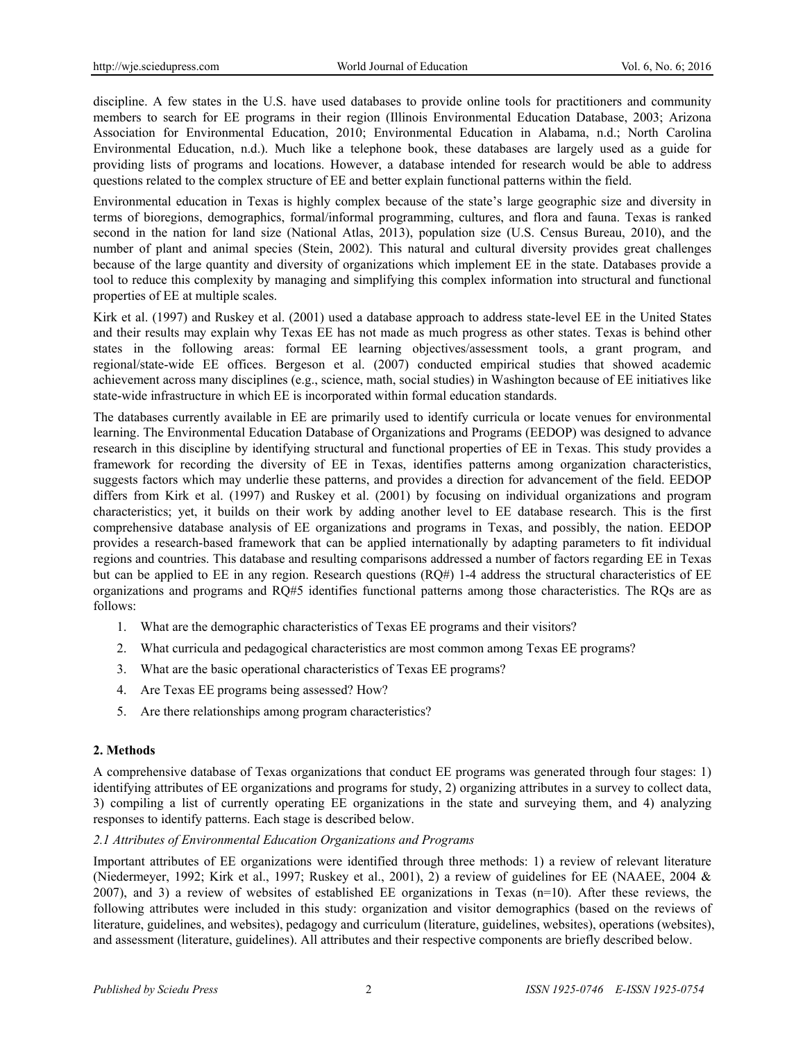discipline. A few states in the U.S. have used databases to provide online tools for practitioners and community members to search for EE programs in their region (Illinois Environmental Education Database, 2003; Arizona Association for Environmental Education, 2010; Environmental Education in Alabama, n.d.; North Carolina Environmental Education, n.d.). Much like a telephone book, these databases are largely used as a guide for providing lists of programs and locations. However, a database intended for research would be able to address questions related to the complex structure of EE and better explain functional patterns within the field.

Environmental education in Texas is highly complex because of the state's large geographic size and diversity in terms of bioregions, demographics, formal/informal programming, cultures, and flora and fauna. Texas is ranked second in the nation for land size (National Atlas, 2013), population size (U.S. Census Bureau, 2010), and the number of plant and animal species (Stein, 2002). This natural and cultural diversity provides great challenges because of the large quantity and diversity of organizations which implement EE in the state. Databases provide a tool to reduce this complexity by managing and simplifying this complex information into structural and functional properties of EE at multiple scales.

Kirk et al. (1997) and Ruskey et al. (2001) used a database approach to address state-level EE in the United States and their results may explain why Texas EE has not made as much progress as other states. Texas is behind other states in the following areas: formal EE learning objectives/assessment tools, a grant program, and regional/state-wide EE offices. Bergeson et al. (2007) conducted empirical studies that showed academic achievement across many disciplines (e.g., science, math, social studies) in Washington because of EE initiatives like state-wide infrastructure in which EE is incorporated within formal education standards.

The databases currently available in EE are primarily used to identify curricula or locate venues for environmental learning. The Environmental Education Database of Organizations and Programs (EEDOP) was designed to advance research in this discipline by identifying structural and functional properties of EE in Texas. This study provides a framework for recording the diversity of EE in Texas, identifies patterns among organization characteristics, suggests factors which may underlie these patterns, and provides a direction for advancement of the field. EEDOP differs from Kirk et al. (1997) and Ruskey et al. (2001) by focusing on individual organizations and program characteristics; yet, it builds on their work by adding another level to EE database research. This is the first comprehensive database analysis of EE organizations and programs in Texas, and possibly, the nation. EEDOP provides a research-based framework that can be applied internationally by adapting parameters to fit individual regions and countries. This database and resulting comparisons addressed a number of factors regarding EE in Texas but can be applied to EE in any region. Research questions (RQ#) 1-4 address the structural characteristics of EE organizations and programs and RQ#5 identifies functional patterns among those characteristics. The RQs are as follows:

1. What are the demographic characteristics of Texas EE programs and their visitors?
2. What curricula and pedagogical characteristics are most common among Texas EE programs?
3. What are the basic operational characteristics of Texas EE programs?
4. Are Texas EE programs being assessed? How?
5. Are there relationships among program characteristics?

## 2. Methods

A comprehensive database of Texas organizations that conduct EE programs was generated through four stages: 1) identifying attributes of EE organizations and programs for study, 2) organizing attributes in a survey to collect data, 3) compiling a list of currently operating EE organizations in the state and surveying them, and 4) analyzing responses to identify patterns. Each stage is described below.

### *2.1 Attributes of Environmental Education Organizations and Programs*

Important attributes of EE organizations were identified through three methods: 1) a review of relevant literature (Niedermeyer, 1992; Kirk et al., 1997; Ruskey et al., 2001), 2) a review of guidelines for EE (NAAEE, 2004 & 2007), and 3) a review of websites of established EE organizations in Texas (n=10). After these reviews, the following attributes were included in this study: organization and visitor demographics (based on the reviews of literature, guidelines, and websites), pedagogy and curriculum (literature, guidelines, websites), operations (websites), and assessment (literature, guidelines). All attributes and their respective components are briefly described below.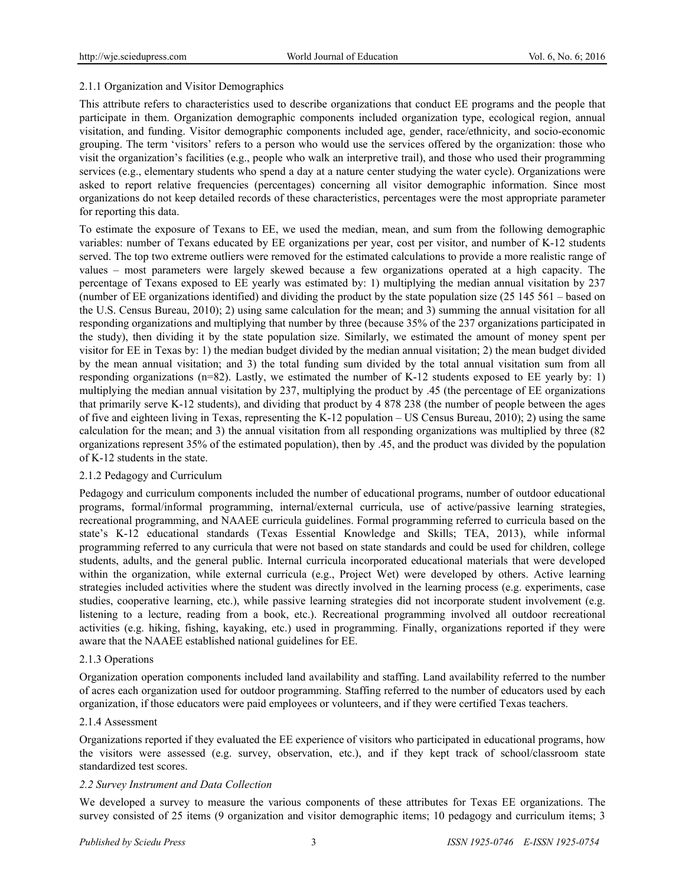#### 2.1.1 Organization and Visitor Demographics

This attribute refers to characteristics used to describe organizations that conduct EE programs and the people that participate in them. Organization demographic components included organization type, ecological region, annual visitation, and funding. Visitor demographic components included age, gender, race/ethnicity, and socio-economic grouping. The term 'visitors' refers to a person who would use the services offered by the organization: those who visit the organization's facilities (e.g., people who walk an interpretive trail), and those who used their programming services (e.g., elementary students who spend a day at a nature center studying the water cycle). Organizations were asked to report relative frequencies (percentages) concerning all visitor demographic information. Since most organizations do not keep detailed records of these characteristics, percentages were the most appropriate parameter for reporting this data.

To estimate the exposure of Texans to EE, we used the median, mean, and sum from the following demographic variables: number of Texans educated by EE organizations per year, cost per visitor, and number of K-12 students served. The top two extreme outliers were removed for the estimated calculations to provide a more realistic range of values – most parameters were largely skewed because a few organizations operated at a high capacity. The percentage of Texans exposed to EE yearly was estimated by: 1) multiplying the median annual visitation by 237 (number of EE organizations identified) and dividing the product by the state population size (25 145 561 – based on the U.S. Census Bureau, 2010); 2) using same calculation for the mean; and 3) summing the annual visitation for all responding organizations and multiplying that number by three (because 35% of the 237 organizations participated in the study), then dividing it by the state population size. Similarly, we estimated the amount of money spent per visitor for EE in Texas by: 1) the median budget divided by the median annual visitation; 2) the mean budget divided by the mean annual visitation; and 3) the total funding sum divided by the total annual visitation sum from all responding organizations (n=82). Lastly, we estimated the number of K-12 students exposed to EE yearly by: 1) multiplying the median annual visitation by 237, multiplying the product by .45 (the percentage of EE organizations that primarily serve K-12 students), and dividing that product by 4 878 238 (the number of people between the ages of five and eighteen living in Texas, representing the K-12 population – US Census Bureau, 2010); 2) using the same calculation for the mean; and 3) the annual visitation from all responding organizations was multiplied by three (82 organizations represent 35% of the estimated population), then by .45, and the product was divided by the population of K-12 students in the state.

#### 2.1.2 Pedagogy and Curriculum

Pedagogy and curriculum components included the number of educational programs, number of outdoor educational programs, formal/informal programming, internal/external curricula, use of active/passive learning strategies, recreational programming, and NAAEE curricula guidelines. Formal programming referred to curricula based on the state's K-12 educational standards (Texas Essential Knowledge and Skills; TEA, 2013), while informal programming referred to any curricula that were not based on state standards and could be used for children, college students, adults, and the general public. Internal curricula incorporated educational materials that were developed within the organization, while external curricula (e.g., Project Wet) were developed by others. Active learning strategies included activities where the student was directly involved in the learning process (e.g. experiments, case studies, cooperative learning, etc.), while passive learning strategies did not incorporate student involvement (e.g. listening to a lecture, reading from a book, etc.). Recreational programming involved all outdoor recreational activities (e.g. hiking, fishing, kayaking, etc.) used in programming. Finally, organizations reported if they were aware that the NAAEE established national guidelines for EE.

#### 2.1.3 Operations

Organization operation components included land availability and staffing. Land availability referred to the number of acres each organization used for outdoor programming. Staffing referred to the number of educators used by each organization, if those educators were paid employees or volunteers, and if they were certified Texas teachers.

#### 2.1.4 Assessment

Organizations reported if they evaluated the EE experience of visitors who participated in educational programs, how the visitors were assessed (e.g. survey, observation, etc.), and if they kept track of school/classroom state standardized test scores.

### *2.2 Survey Instrument and Data Collection*

We developed a survey to measure the various components of these attributes for Texas EE organizations. The survey consisted of 25 items (9 organization and visitor demographic items; 10 pedagogy and curriculum items; 3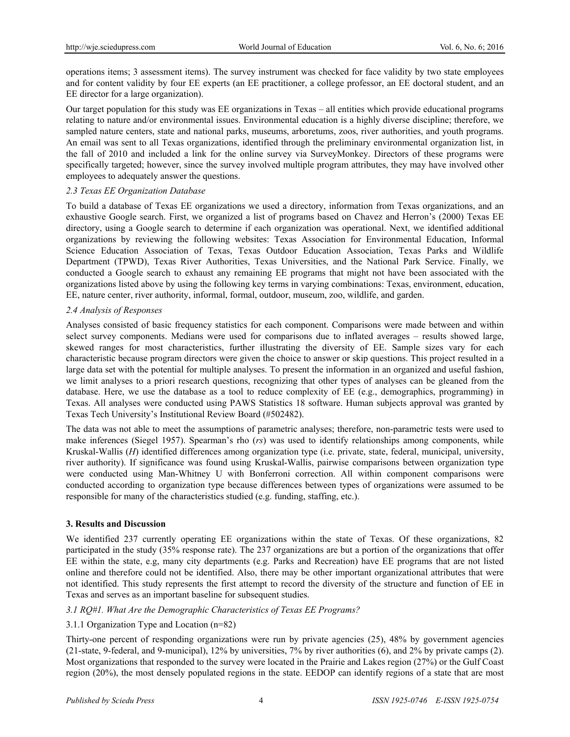operations items; 3 assessment items). The survey instrument was checked for face validity by two state employees and for content validity by four EE experts (an EE practitioner, a college professor, an EE doctoral student, and an EE director for a large organization).

Our target population for this study was EE organizations in Texas – all entities which provide educational programs relating to nature and/or environmental issues. Environmental education is a highly diverse discipline; therefore, we sampled nature centers, state and national parks, museums, arboretums, zoos, river authorities, and youth programs. An email was sent to all Texas organizations, identified through the preliminary environmental organization list, in the fall of 2010 and included a link for the online survey via SurveyMonkey. Directors of these programs were specifically targeted; however, since the survey involved multiple program attributes, they may have involved other employees to adequately answer the questions.

### *2.3 Texas EE Organization Database*

To build a database of Texas EE organizations we used a directory, information from Texas organizations, and an exhaustive Google search. First, we organized a list of programs based on Chavez and Herron's (2000) Texas EE directory, using a Google search to determine if each organization was operational. Next, we identified additional organizations by reviewing the following websites: Texas Association for Environmental Education, Informal Science Education Association of Texas, Texas Outdoor Education Association, Texas Parks and Wildlife Department (TPWD), Texas River Authorities, Texas Universities, and the National Park Service. Finally, we conducted a Google search to exhaust any remaining EE programs that might not have been associated with the organizations listed above by using the following key terms in varying combinations: Texas, environment, education, EE, nature center, river authority, informal, formal, outdoor, museum, zoo, wildlife, and garden.

### *2.4 Analysis of Responses*

Analyses consisted of basic frequency statistics for each component. Comparisons were made between and within select survey components. Medians were used for comparisons due to inflated averages – results showed large, skewed ranges for most characteristics, further illustrating the diversity of EE. Sample sizes vary for each characteristic because program directors were given the choice to answer or skip questions. This project resulted in a large data set with the potential for multiple analyses. To present the information in an organized and useful fashion, we limit analyses to a priori research questions, recognizing that other types of analyses can be gleaned from the database. Here, we use the database as a tool to reduce complexity of EE (e.g., demographics, programming) in Texas. All analyses were conducted using PAWS Statistics 18 software. Human subjects approval was granted by Texas Tech University's Institutional Review Board (#502482).

The data was not able to meet the assumptions of parametric analyses; therefore, non-parametric tests were used to make inferences (Siegel 1957). Spearman's rho ($r_s$) was used to identify relationships among components, while Kruskal-Wallis ($H$) identified differences among organization type (i.e. private, state, federal, municipal, university, river authority). If significance was found using Kruskal-Wallis, pairwise comparisons between organization type were conducted using Man-Whitney U with Bonferroni correction. All within component comparisons were conducted according to organization type because differences between types of organizations were assumed to be responsible for many of the characteristics studied (e.g. funding, staffing, etc.).

## 3. Results and Discussion

We identified 237 currently operating EE organizations within the state of Texas. Of these organizations, 82 participated in the study (35% response rate). The 237 organizations are but a portion of the organizations that offer EE within the state, e.g, many city departments (e.g. Parks and Recreation) have EE programs that are not listed online and therefore could not be identified. Also, there may be other important organizational attributes that were not identified. This study represents the first attempt to record the diversity of the structure and function of EE in Texas and serves as an important baseline for subsequent studies.

### *3.1 RQ#1. What Are the Demographic Characteristics of Texas EE Programs?*

#### 3.1.1 Organization Type and Location (n=82)

Thirty-one percent of responding organizations were run by private agencies (25), 48% by government agencies (21-state, 9-federal, and 9-municipal), 12% by universities, 7% by river authorities (6), and 2% by private camps (2). Most organizations that responded to the survey were located in the Prairie and Lakes region (27%) or the Gulf Coast region (20%), the most densely populated regions in the state. EEDOP can identify regions of a state that are most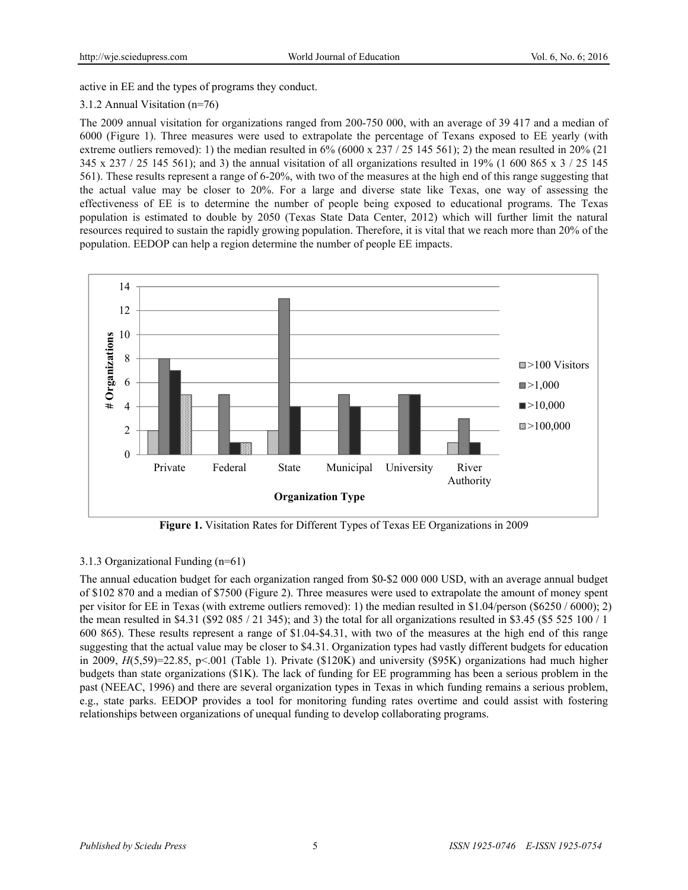active in EE and the types of programs they conduct.

3.1.2 Annual Visitation (n=76)

The 2009 annual visitation for organizations ranged from 200-750 000, with an average of 39 417 and a median of 6000 (Figure 1). Three measures were used to extrapolate the percentage of Texans exposed to EE yearly (with extreme outliers removed): 1) the median resulted in 6% (6000 x 237 / 25 145 561); 2) the mean resulted in 20% (21 345 x 237 / 25 145 561); and 3) the annual visitation of all organizations resulted in 19% (1 600 865 x 3 / 25 145 561). These results represent a range of 6-20%, with two of the measures at the high end of this range suggesting that the actual value may be closer to 20%. For a large and diverse state like Texas, one way of assessing the effectiveness of EE is to determine the number of people being exposed to educational programs. The Texas population is estimated to double by 2050 (Texas State Data Center, 2012) which will further limit the natural resources required to sustain the rapidly growing population. Therefore, it is vital that we reach more than 20% of the population. EEDOP can help a region determine the number of people EE impacts.

| Organization Type | >100 Visitors | >1,000 | >10,000 | >100,000 |
|---|---|---|---|---|
| Private | 2 | 8 | 7 | 5 |
| Federal | | 5 | 1 | 1 |
| State | 2 | 13 | 4 | |
| Municipal | | 5 | 4 | |
| University | | 5 | 5 | |
| River Authority | 1 | 3 | 1 | |

**Figure 1.** Visitation Rates for Different Types of Texas EE Organizations in 2009

3.1.3 Organizational Funding (n=61)

The annual education budget for each organization ranged from \$0-\$2 000 000 USD, with an average annual budget of \$102 870 and a median of \$7500 (Figure 2). Three measures were used to extrapolate the amount of money spent per visitor for EE in Texas (with extreme outliers removed): 1) the median resulted in \$1.04/person (\$6250 / 6000); 2) the mean resulted in \$4.31 (\$92 085 / 21 345); and 3) the total for all organizations resulted in \$3.45 (\$5 525 100 / 1 600 865). These results represent a range of \$1.04-\$4.31, with two of the measures at the high end of this range suggesting that the actual value may be closer to \$4.31. Organization types had vastly different budgets for education in 2009, $H(5,59)=22.85$, $p<.001$ (Table 1). Private (\$120K) and university (\$95K) organizations had much higher budgets than state organizations (\$1K). The lack of funding for EE programming has been a serious problem in the past (NEEAC, 1996) and there are several organization types in Texas in which funding remains a serious problem, e.g., state parks. EEDOP provides a tool for monitoring funding rates overtime and could assist with fostering relationships between organizations of unequal funding to develop collaborating programs.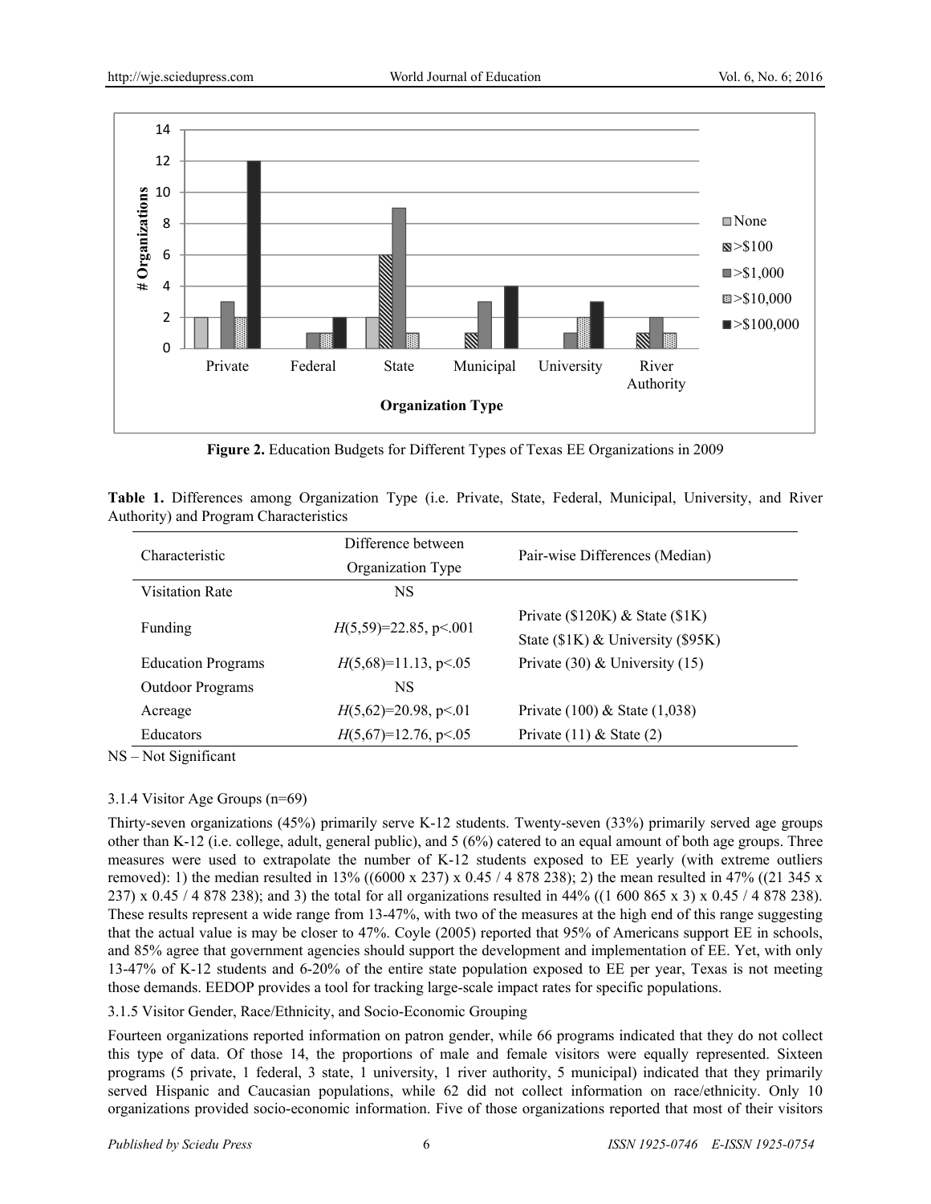**Figure 2.** Education Budgets for Different Types of Texas EE Organizations in 2009

**Table 1.** Differences among Organization Type (i.e. Private, State, Federal, Municipal, University, and River Authority) and Program Characteristics

| Characteristic | Difference between Organization Type | Pair-wise Differences (Median) |
|---|---|---|
| Visitation Rate | NS | |
| Funding | $H(5,59)=22.85$, $p<.001$ | Private ($120K) & State ($1K)<br>State ($1K) & University ($95K) |
| Education Programs | $H(5,68)=11.13$, $p<.05$ | Private (30) & University (15) |
| Outdoor Programs | NS | |
| Acreage | $H(5,62)=20.98$, $p<.01$ | Private (100) & State (1,038) |
| Educators | $H(5,67)=12.76$, $p<.05$ | Private (11) & State (2) |

NS – Not Significant

3.1.4 Visitor Age Groups (n=69)

Thirty-seven organizations (45%) primarily serve K-12 students. Twenty-seven (33%) primarily served age groups other than K-12 (i.e. college, adult, general public), and 5 (6%) catered to an equal amount of both age groups. Three measures were used to extrapolate the number of K-12 students exposed to EE yearly (with extreme outliers removed): 1) the median resulted in 13% ((6000 x 237) x 0.45 / 4 878 238); 2) the mean resulted in 47% ((21 345 x 237) x 0.45 / 4 878 238); and 3) the total for all organizations resulted in 44% ((1 600 865 x 3) x 0.45 / 4 878 238). These results represent a wide range from 13-47%, with two of the measures at the high end of this range suggesting that the actual value is may be closer to 47%. Coyle (2005) reported that 95% of Americans support EE in schools, and 85% agree that government agencies should support the development and implementation of EE. Yet, with only 13-47% of K-12 students and 6-20% of the entire state population exposed to EE per year, Texas is not meeting those demands. EEDOP provides a tool for tracking large-scale impact rates for specific populations.

3.1.5 Visitor Gender, Race/Ethnicity, and Socio-Economic Grouping

Fourteen organizations reported information on patron gender, while 66 programs indicated that they do not collect this type of data. Of those 14, the proportions of male and female visitors were equally represented. Sixteen programs (5 private, 1 federal, 3 state, 1 university, 1 river authority, 5 municipal) indicated that they primarily served Hispanic and Caucasian populations, while 62 did not collect information on race/ethnicity. Only 10 organizations provided socio-economic information. Five of those organizations reported that most of their visitors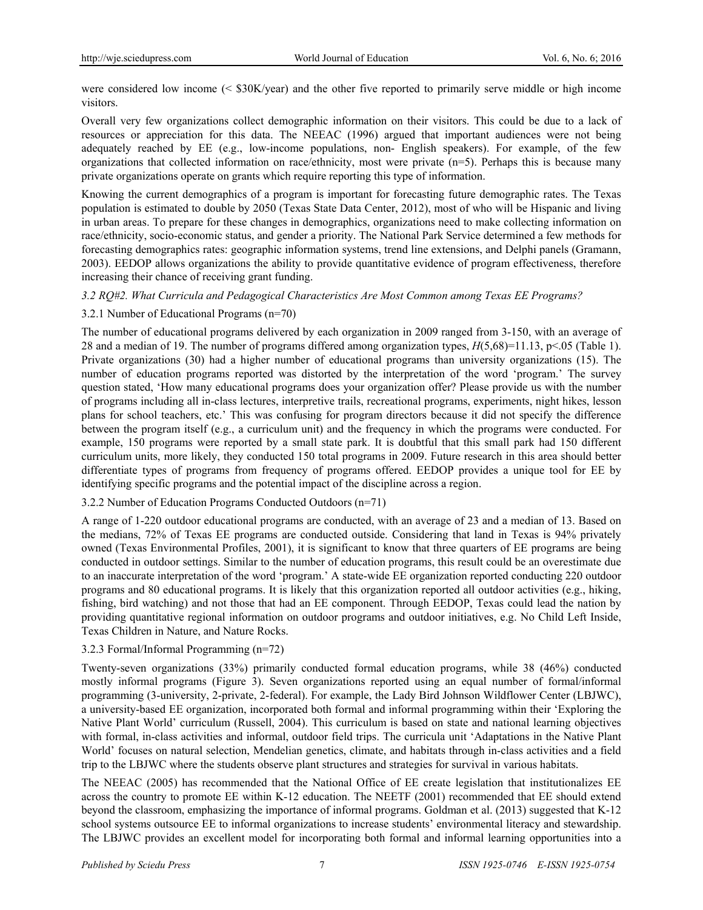were considered low income (< \$30K/year) and the other five reported to primarily serve middle or high income visitors.

Overall very few organizations collect demographic information on their visitors. This could be due to a lack of resources or appreciation for this data. The NEEAC (1996) argued that important audiences were not being adequately reached by EE (e.g., low-income populations, non- English speakers). For example, of the few organizations that collected information on race/ethnicity, most were private (n=5). Perhaps this is because many private organizations operate on grants which require reporting this type of information.

Knowing the current demographics of a program is important for forecasting future demographic rates. The Texas population is estimated to double by 2050 (Texas State Data Center, 2012), most of who will be Hispanic and living in urban areas. To prepare for these changes in demographics, organizations need to make collecting information on race/ethnicity, socio-economic status, and gender a priority. The National Park Service determined a few methods for forecasting demographics rates: geographic information systems, trend line extensions, and Delphi panels (Gramann, 2003). EEDOP allows organizations the ability to provide quantitative evidence of program effectiveness, therefore increasing their chance of receiving grant funding.

### *3.2 RQ#2. What Curricula and Pedagogical Characteristics Are Most Common among Texas EE Programs?*

#### 3.2.1 Number of Educational Programs (n=70)

The number of educational programs delivered by each organization in 2009 ranged from 3-150, with an average of 28 and a median of 19. The number of programs differed among organization types, $H(5,68)=11.13$, $p<.05$ (Table 1). Private organizations (30) had a higher number of educational programs than university organizations (15). The number of education programs reported was distorted by the interpretation of the word 'program.' The survey question stated, 'How many educational programs does your organization offer? Please provide us with the number of programs including all in-class lectures, interpretive trails, recreational programs, experiments, night hikes, lesson plans for school teachers, etc.' This was confusing for program directors because it did not specify the difference between the program itself (e.g., a curriculum unit) and the frequency in which the programs were conducted. For example, 150 programs were reported by a small state park. It is doubtful that this small park had 150 different curriculum units, more likely, they conducted 150 total programs in 2009. Future research in this area should better differentiate types of programs from frequency of programs offered. EEDOP provides a unique tool for EE by identifying specific programs and the potential impact of the discipline across a region.

#### 3.2.2 Number of Education Programs Conducted Outdoors (n=71)

A range of 1-220 outdoor educational programs are conducted, with an average of 23 and a median of 13. Based on the medians, 72% of Texas EE programs are conducted outside. Considering that land in Texas is 94% privately owned (Texas Environmental Profiles, 2001), it is significant to know that three quarters of EE programs are being conducted in outdoor settings. Similar to the number of education programs, this result could be an overestimate due to an inaccurate interpretation of the word 'program.' A state-wide EE organization reported conducting 220 outdoor programs and 80 educational programs. It is likely that this organization reported all outdoor activities (e.g., hiking, fishing, bird watching) and not those that had an EE component. Through EEDOP, Texas could lead the nation by providing quantitative regional information on outdoor programs and outdoor initiatives, e.g. No Child Left Inside, Texas Children in Nature, and Nature Rocks.

#### 3.2.3 Formal/Informal Programming (n=72)

Twenty-seven organizations (33%) primarily conducted formal education programs, while 38 (46%) conducted mostly informal programs (Figure 3). Seven organizations reported using an equal number of formal/informal programming (3-university, 2-private, 2-federal). For example, the Lady Bird Johnson Wildflower Center (LBJWC), a university-based EE organization, incorporated both formal and informal programming within their 'Exploring the Native Plant World' curriculum (Russell, 2004). This curriculum is based on state and national learning objectives with formal, in-class activities and informal, outdoor field trips. The curricula unit 'Adaptations in the Native Plant World' focuses on natural selection, Mendelian genetics, climate, and habitats through in-class activities and a field trip to the LBJWC where the students observe plant structures and strategies for survival in various habitats.

The NEEAC (2005) has recommended that the National Office of EE create legislation that institutionalizes EE across the country to promote EE within K-12 education. The NEETF (2001) recommended that EE should extend beyond the classroom, emphasizing the importance of informal programs. Goldman et al. (2013) suggested that K-12 school systems outsource EE to informal organizations to increase students' environmental literacy and stewardship. The LBJWC provides an excellent model for incorporating both formal and informal learning opportunities into a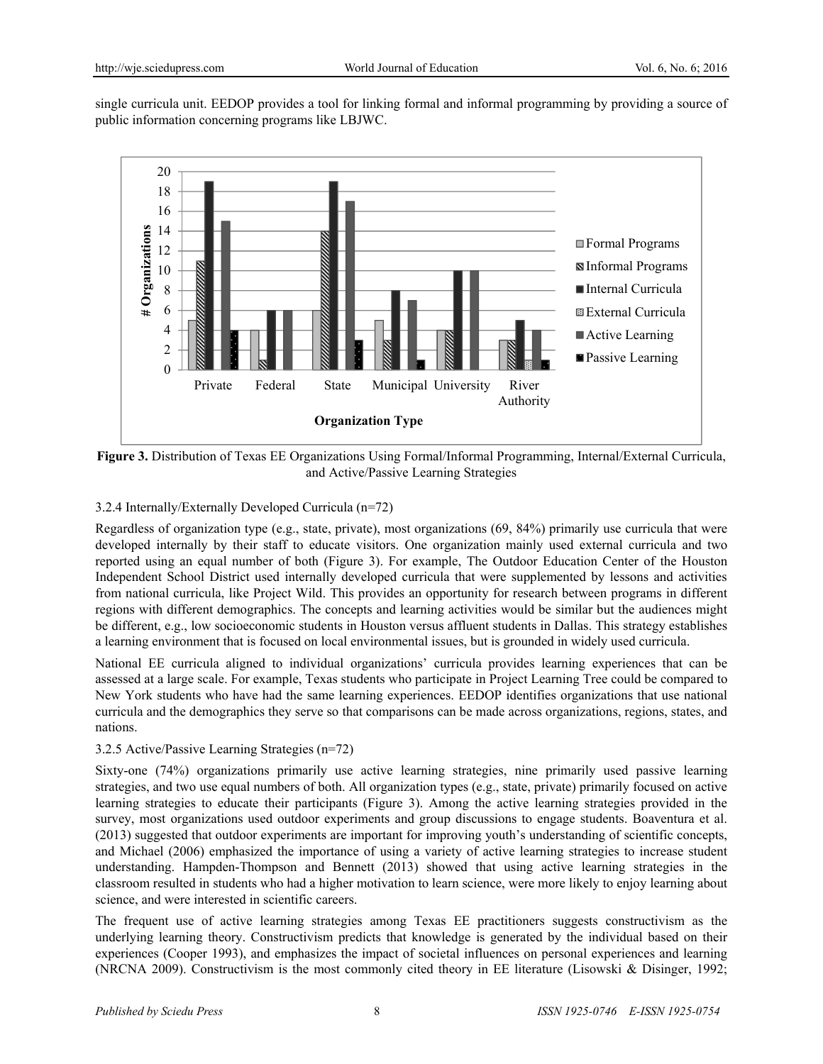single curricula unit. EEDOP provides a tool for linking formal and informal programming by providing a source of public information concerning programs like LBJWC.

**Figure 3.** Distribution of Texas EE Organizations Using Formal/Informal Programming, Internal/External Curricula, and Active/Passive Learning Strategies

3.2.4 Internally/Externally Developed Curricula (n=72)

Regardless of organization type (e.g., state, private), most organizations (69, 84%) primarily use curricula that were developed internally by their staff to educate visitors. One organization mainly used external curricula and two reported using an equal number of both (Figure 3). For example, The Outdoor Education Center of the Houston Independent School District used internally developed curricula that were supplemented by lessons and activities from national curricula, like Project Wild. This provides an opportunity for research between programs in different regions with different demographics. The concepts and learning activities would be similar but the audiences might be different, e.g., low socioeconomic students in Houston versus affluent students in Dallas. This strategy establishes a learning environment that is focused on local environmental issues, but is grounded in widely used curricula.

National EE curricula aligned to individual organizations' curricula provides learning experiences that can be assessed at a large scale. For example, Texas students who participate in Project Learning Tree could be compared to New York students who have had the same learning experiences. EEDOP identifies organizations that use national curricula and the demographics they serve so that comparisons can be made across organizations, regions, states, and nations.

3.2.5 Active/Passive Learning Strategies (n=72)

Sixty-one (74%) organizations primarily use active learning strategies, nine primarily used passive learning strategies, and two use equal numbers of both. All organization types (e.g., state, private) primarily focused on active learning strategies to educate their participants (Figure 3). Among the active learning strategies provided in the survey, most organizations used outdoor experiments and group discussions to engage students. Boaventura et al. (2013) suggested that outdoor experiments are important for improving youth's understanding of scientific concepts, and Michael (2006) emphasized the importance of using a variety of active learning strategies to increase student understanding. Hampden-Thompson and Bennett (2013) showed that using active learning strategies in the classroom resulted in students who had a higher motivation to learn science, were more likely to enjoy learning about science, and were interested in scientific careers.

The frequent use of active learning strategies among Texas EE practitioners suggests constructivism as the underlying learning theory. Constructivism predicts that knowledge is generated by the individual based on their experiences (Cooper 1993), and emphasizes the impact of societal influences on personal experiences and learning (NRCNA 2009). Constructivism is the most commonly cited theory in EE literature (Lisowski & Disinger, 1992;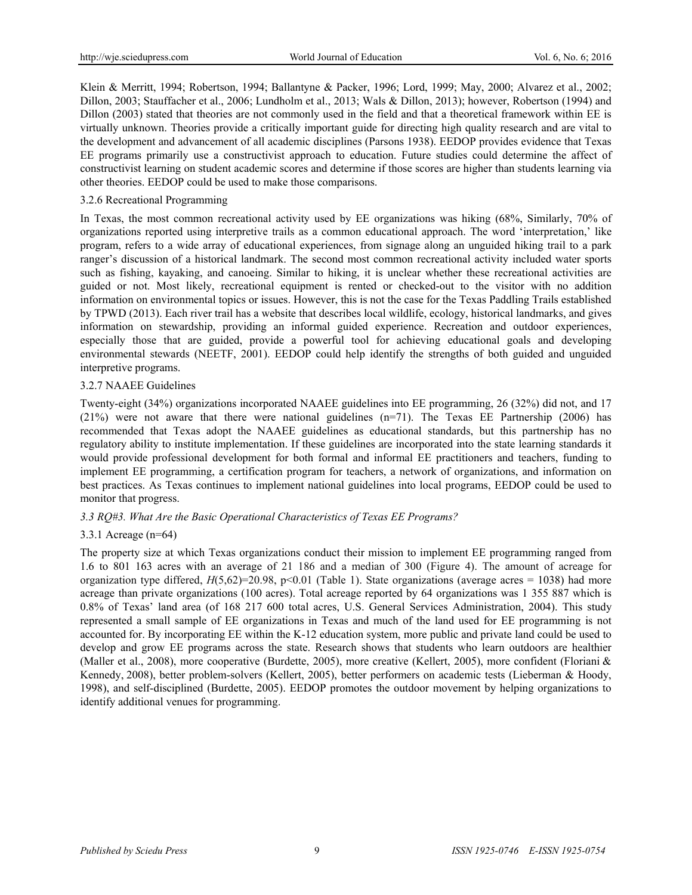Klein & Merritt, 1994; Robertson, 1994; Ballantyne & Packer, 1996; Lord, 1999; May, 2000; Alvarez et al., 2002; Dillon, 2003; Stauffacher et al., 2006; Lundholm et al., 2013; Wals & Dillon, 2013); however, Robertson (1994) and Dillon (2003) stated that theories are not commonly used in the field and that a theoretical framework within EE is virtually unknown. Theories provide a critically important guide for directing high quality research and are vital to the development and advancement of all academic disciplines (Parsons 1938). EEDOP provides evidence that Texas EE programs primarily use a constructivist approach to education. Future studies could determine the affect of constructivist learning on student academic scores and determine if those scores are higher than students learning via other theories. EEDOP could be used to make those comparisons.

#### 3.2.6 Recreational Programming

In Texas, the most common recreational activity used by EE organizations was hiking (68%, Similarly, 70% of organizations reported using interpretive trails as a common educational approach. The word 'interpretation,' like program, refers to a wide array of educational experiences, from signage along an unguided hiking trail to a park ranger's discussion of a historical landmark. The second most common recreational activity included water sports such as fishing, kayaking, and canoeing. Similar to hiking, it is unclear whether these recreational activities are guided or not. Most likely, recreational equipment is rented or checked-out to the visitor with no addition information on environmental topics or issues. However, this is not the case for the Texas Paddling Trails established by TPWD (2013). Each river trail has a website that describes local wildlife, ecology, historical landmarks, and gives information on stewardship, providing an informal guided experience. Recreation and outdoor experiences, especially those that are guided, provide a powerful tool for achieving educational goals and developing environmental stewards (NEETF, 2001). EEDOP could help identify the strengths of both guided and unguided interpretive programs.

#### 3.2.7 NAAEE Guidelines

Twenty-eight (34%) organizations incorporated NAAEE guidelines into EE programming, 26 (32%) did not, and 17 (21%) were not aware that there were national guidelines (n=71). The Texas EE Partnership (2006) has recommended that Texas adopt the NAAEE guidelines as educational standards, but this partnership has no regulatory ability to institute implementation. If these guidelines are incorporated into the state learning standards it would provide professional development for both formal and informal EE practitioners and teachers, funding to implement EE programming, a certification program for teachers, a network of organizations, and information on best practices. As Texas continues to implement national guidelines into local programs, EEDOP could be used to monitor that progress.

### *3.3 RQ#3. What Are the Basic Operational Characteristics of Texas EE Programs?*

#### 3.3.1 Acreage (n=64)

The property size at which Texas organizations conduct their mission to implement EE programming ranged from 1.6 to 801 163 acres with an average of 21 186 and a median of 300 (Figure 4). The amount of acreage for organization type differed, $H(5,62)=20.98$, $p<0.01$ (Table 1). State organizations (average acres = 1038) had more acreage than private organizations (100 acres). Total acreage reported by 64 organizations was 1 355 887 which is 0.8% of Texas' land area (of 168 217 600 total acres, U.S. General Services Administration, 2004). This study represented a small sample of EE organizations in Texas and much of the land used for EE programming is not accounted for. By incorporating EE within the K-12 education system, more public and private land could be used to develop and grow EE programs across the state. Research shows that students who learn outdoors are healthier (Maller et al., 2008), more cooperative (Burdette, 2005), more creative (Kellert, 2005), more confident (Floriani & Kennedy, 2008), better problem-solvers (Kellert, 2005), better performers on academic tests (Lieberman & Hoody, 1998), and self-disciplined (Burdette, 2005). EEDOP promotes the outdoor movement by helping organizations to identify additional venues for programming.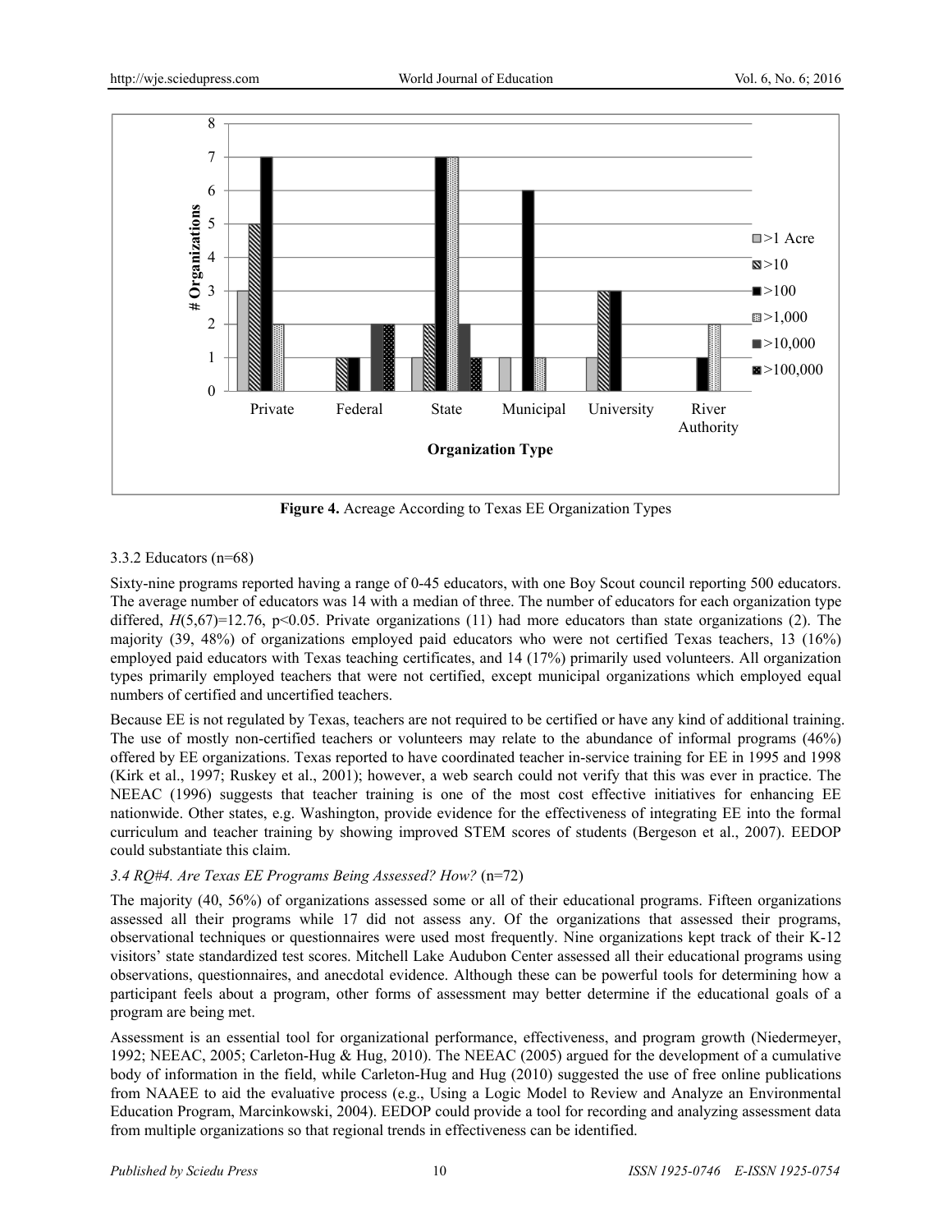**Figure 4.** Acreage According to Texas EE Organization Types

3.3.2 Educators (n=68)

Sixty-nine programs reported having a range of 0-45 educators, with one Boy Scout council reporting 500 educators. The average number of educators was 14 with a median of three. The number of educators for each organization type differed, $H(5,67)=12.76$, $p<0.05$. Private organizations (11) had more educators than state organizations (2). The majority (39, 48%) of organizations employed paid educators who were not certified Texas teachers, 13 (16%) employed paid educators with Texas teaching certificates, and 14 (17%) primarily used volunteers. All organization types primarily employed teachers that were not certified, except municipal organizations which employed equal numbers of certified and uncertified teachers.

Because EE is not regulated by Texas, teachers are not required to be certified or have any kind of additional training. The use of mostly non-certified teachers or volunteers may relate to the abundance of informal programs (46%) offered by EE organizations. Texas reported to have coordinated teacher in-service training for EE in 1995 and 1998 (Kirk et al., 1997; Ruskey et al., 2001); however, a web search could not verify that this was ever in practice. The NEEAC (1996) suggests that teacher training is one of the most cost effective initiatives for enhancing EE nationwide. Other states, e.g. Washington, provide evidence for the effectiveness of integrating EE into the formal curriculum and teacher training by showing improved STEM scores of students (Bergeson et al., 2007). EEDOP could substantiate this claim.

### *3.4 RQ#4. Are Texas EE Programs Being Assessed? How?* (n=72)

The majority (40, 56%) of organizations assessed some or all of their educational programs. Fifteen organizations assessed all their programs while 17 did not assess any. Of the organizations that assessed their programs, observational techniques or questionnaires were used most frequently. Nine organizations kept track of their K-12 visitors' state standardized test scores. Mitchell Lake Audubon Center assessed all their educational programs using observations, questionnaires, and anecdotal evidence. Although these can be powerful tools for determining how a participant feels about a program, other forms of assessment may better determine if the educational goals of a program are being met.

Assessment is an essential tool for organizational performance, effectiveness, and program growth (Niedermeyer, 1992; NEEAC, 2005; Carleton-Hug & Hug, 2010). The NEEAC (2005) argued for the development of a cumulative body of information in the field, while Carleton-Hug and Hug (2010) suggested the use of free online publications from NAAEE to aid the evaluative process (e.g., Using a Logic Model to Review and Analyze an Environmental Education Program, Marcinkowski, 2004). EEDOP could provide a tool for recording and analyzing assessment data from multiple organizations so that regional trends in effectiveness can be identified.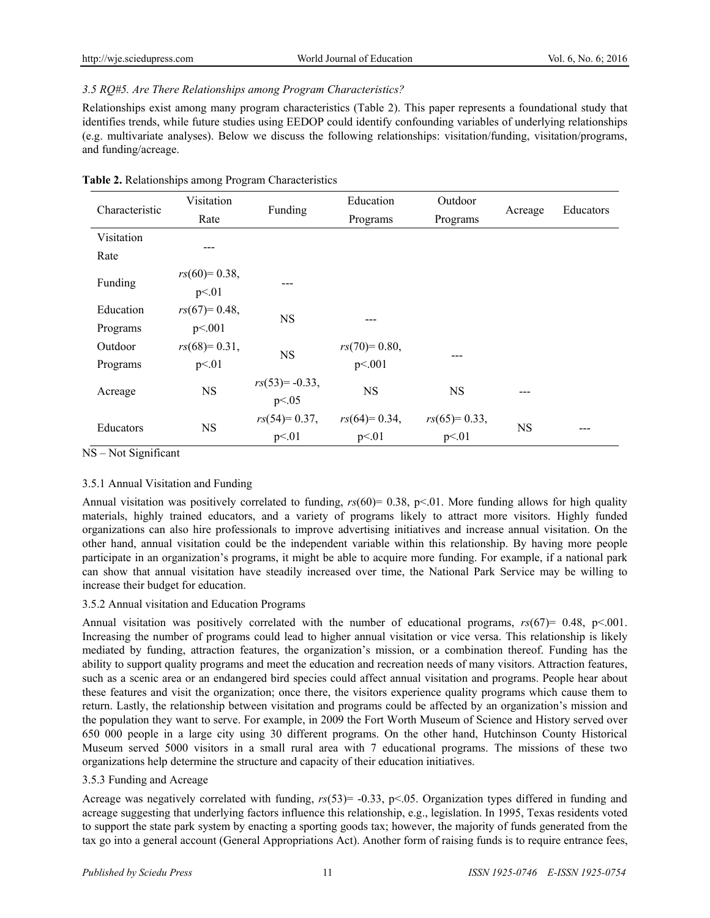### 3.5 RQ#5. Are There Relationships among Program Characteristics?

Relationships exist among many program characteristics (Table 2). This paper represents a foundational study that identifies trends, while future studies using EEDOP could identify confounding variables of underlying relationships (e.g. multivariate analyses). Below we discuss the following relationships: visitation/funding, visitation/programs, and funding/acreage.

**Table 2.** Relationships among Program Characteristics

| Characteristic | Visitation Rate | Funding | Education Programs | Outdoor Programs | Acreage | Educators |
|---|---|---|---|---|---|---|
| Visitation Rate | --- | | | | | |
| Funding | $rs(60) = 0.38$, $p<.01$ | --- | | | | |
| Education Programs | $rs(67) = 0.48$, $p<.001$ | NS | --- | | | |
| Outdoor Programs | $rs(68) = 0.31$, $p<.01$ | NS | $rs(70) = 0.80$, $p<.001$ | --- | | |
| Acreage | NS | $rs(53) = -0.33$, $p<.05$ | NS | NS | --- | |
| Educators | NS | $rs(54) = 0.37$, $p<.01$ | $rs(64) = 0.34$, $p<.01$ | $rs(65) = 0.33$, $p<.01$ | NS | --- |

NS – Not Significant

#### 3.5.1 Annual Visitation and Funding

Annual visitation was positively correlated to funding, $rs(60) = 0.38$, $p<.01$. More funding allows for high quality materials, highly trained educators, and a variety of programs likely to attract more visitors. Highly funded organizations can also hire professionals to improve advertising initiatives and increase annual visitation. On the other hand, annual visitation could be the independent variable within this relationship. By having more people participate in an organization's programs, it might be able to acquire more funding. For example, if a national park can show that annual visitation have steadily increased over time, the National Park Service may be willing to increase their budget for education.

#### 3.5.2 Annual visitation and Education Programs

Annual visitation was positively correlated with the number of educational programs, $rs(67) = 0.48$, $p<.001$. Increasing the number of programs could lead to higher annual visitation or vice versa. This relationship is likely mediated by funding, attraction features, the organization's mission, or a combination thereof. Funding has the ability to support quality programs and meet the education and recreation needs of many visitors. Attraction features, such as a scenic area or an endangered bird species could affect annual visitation and programs. People hear about these features and visit the organization; once there, the visitors experience quality programs which cause them to return. Lastly, the relationship between visitation and programs could be affected by an organization's mission and the population they want to serve. For example, in 2009 the Fort Worth Museum of Science and History served over 650 000 people in a large city using 30 different programs. On the other hand, Hutchinson County Historical Museum served 5000 visitors in a small rural area with 7 educational programs. The missions of these two organizations help determine the structure and capacity of their education initiatives.

#### 3.5.3 Funding and Acreage

Acreage was negatively correlated with funding, $rs(53) = -0.33$, $p<.05$. Organization types differed in funding and acreage suggesting that underlying factors influence this relationship, e.g., legislation. In 1995, Texas residents voted to support the state park system by enacting a sporting goods tax; however, the majority of funds generated from the tax go into a general account (General Appropriations Act). Another form of raising funds is to require entrance fees,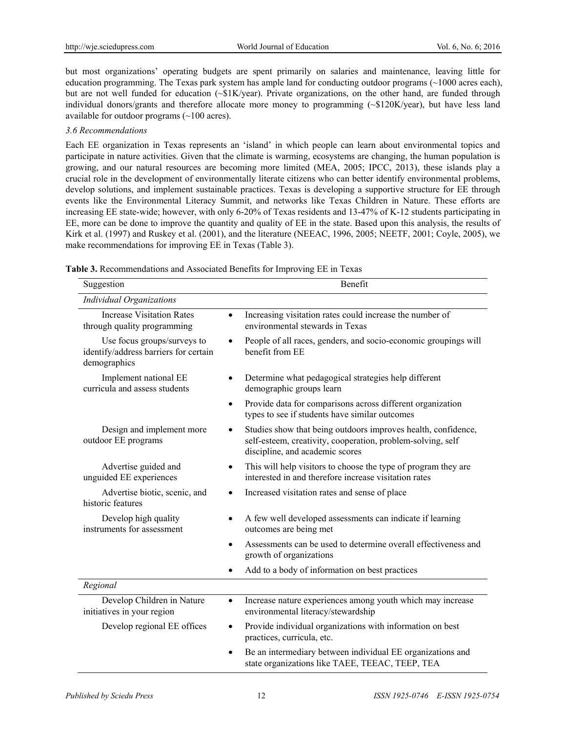but most organizations' operating budgets are spent primarily on salaries and maintenance, leaving little for education programming. The Texas park system has ample land for conducting outdoor programs (~1000 acres each), but are not well funded for education (~$1K/year). Private organizations, on the other hand, are funded through individual donors/grants and therefore allocate more money to programming (~$120K/year), but have less land available for outdoor programs (~100 acres).

### *3.6 Recommendations*

Each EE organization in Texas represents an 'island' in which people can learn about environmental topics and participate in nature activities. Given that the climate is warming, ecosystems are changing, the human population is growing, and our natural resources are becoming more limited (MEA, 2005; IPCC, 2013), these islands play a crucial role in the development of environmentally literate citizens who can better identify environmental problems, develop solutions, and implement sustainable practices. Texas is developing a supportive structure for EE through events like the Environmental Literacy Summit, and networks like Texas Children in Nature. These efforts are increasing EE state-wide; however, with only 6-20% of Texas residents and 13-47% of K-12 students participating in EE, more can be done to improve the quantity and quality of EE in the state. Based upon this analysis, the results of Kirk et al. (1997) and Ruskey et al. (2001), and the literature (NEEAC, 1996, 2005; NEETF, 2001; Coyle, 2005), we make recommendations for improving EE in Texas (Table 3).

**Table 3.** Recommendations and Associated Benefits for Improving EE in Texas

| Suggestion | Benefit |
|---|---|
| *Individual Organizations* | |
| Increase Visitation Rates through quality programming | • Increasing visitation rates could increase the number of environmental stewards in Texas |
| Use focus groups/surveys to identify/address barriers for certain demographics | • People of all races, genders, and socio-economic groupings will benefit from EE |
| Implement national EE curricula and assess students | • Determine what pedagogical strategies help different demographic groups learn<br>• Provide data for comparisons across different organization types to see if students have similar outcomes |
| Design and implement more outdoor EE programs | • Studies show that being outdoors improves health, confidence, self-esteem, creativity, cooperation, problem-solving, self discipline, and academic scores |
| Advertise guided and unguided EE experiences | • This will help visitors to choose the type of program they are interested in and therefore increase visitation rates |
| Advertise biotic, scenic, and historic features | • Increased visitation rates and sense of place |
| Develop high quality instruments for assessment | • A few well developed assessments can indicate if learning outcomes are being met<br>• Assessments can be used to determine overall effectiveness and growth of organizations<br>• Add to a body of information on best practices |
| *Regional* | |
| Develop Children in Nature initiatives in your region | • Increase nature experiences among youth which may increase environmental literacy/stewardship |
| Develop regional EE offices | • Provide individual organizations with information on best practices, curricula, etc.<br>• Be an intermediary between individual EE organizations and state organizations like TAEE, TEEAC, TEEP, TEA |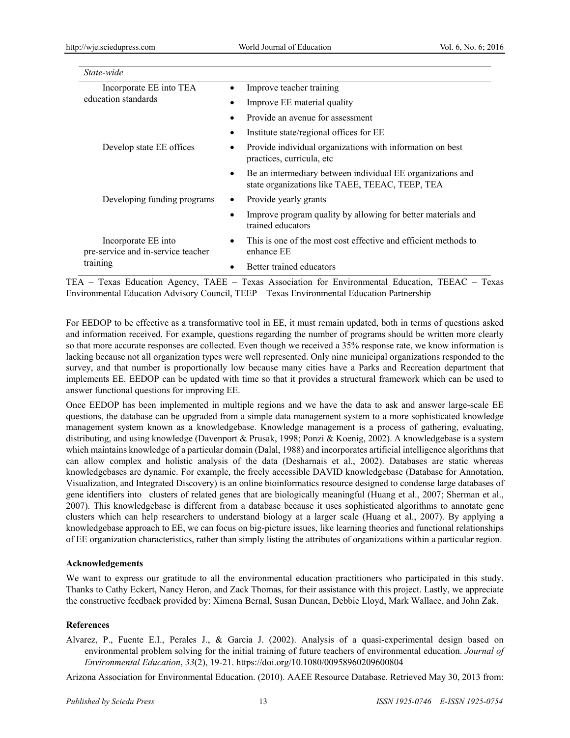| State-wide | |
|---|---|
| Incorporate EE into TEA education standards | • Improve teacher training |
| | • Improve EE material quality |
| | • Provide an avenue for assessment |
| | • Institute state/regional offices for EE |
| Develop state EE offices | • Provide individual organizations with information on best practices, curricula, etc |
| | • Be an intermediary between individual EE organizations and state organizations like TAEE, TEEAC, TEEP, TEA |
| Developing funding programs | • Provide yearly grants |
| | • Improve program quality by allowing for better materials and trained educators |
| Incorporate EE into pre-service and in-service teacher training | • This is one of the most cost effective and efficient methods to enhance EE |
| | • Better trained educators |

TEA – Texas Education Agency, TAEE – Texas Association for Environmental Education, TEEAC – Texas Environmental Education Advisory Council, TEEP – Texas Environmental Education Partnership

For EEDOP to be effective as a transformative tool in EE, it must remain updated, both in terms of questions asked and information received. For example, questions regarding the number of programs should be written more clearly so that more accurate responses are collected. Even though we received a 35% response rate, we know information is lacking because not all organization types were well represented. Only nine municipal organizations responded to the survey, and that number is proportionally low because many cities have a Parks and Recreation department that implements EE. EEDOP can be updated with time so that it provides a structural framework which can be used to answer functional questions for improving EE.

Once EEDOP has been implemented in multiple regions and we have the data to ask and answer large-scale EE questions, the database can be upgraded from a simple data management system to a more sophisticated knowledge management system known as a knowledgebase. Knowledge management is a process of gathering, evaluating, distributing, and using knowledge (Davenport & Prusak, 1998; Ponzi & Koenig, 2002). A knowledgebase is a system which maintains knowledge of a particular domain (Dalal, 1988) and incorporates artificial intelligence algorithms that can allow complex and holistic analysis of the data (Desharnais et al., 2002). Databases are static whereas knowledgebases are dynamic. For example, the freely accessible DAVID knowledgebase (Database for Annotation, Visualization, and Integrated Discovery) is an online bioinformatics resource designed to condense large databases of gene identifiers into clusters of related genes that are biologically meaningful (Huang et al., 2007; Sherman et al., 2007). This knowledgebase is different from a database because it uses sophisticated algorithms to annotate gene clusters which can help researchers to understand biology at a larger scale (Huang et al., 2007). By applying a knowledgebase approach to EE, we can focus on big-picture issues, like learning theories and functional relationships of EE organization characteristics, rather than simply listing the attributes of organizations within a particular region.

**Acknowledgements**

We want to express our gratitude to all the environmental education practitioners who participated in this study. Thanks to Cathy Eckert, Nancy Heron, and Zack Thomas, for their assistance with this project. Lastly, we appreciate the constructive feedback provided by: Ximena Bernal, Susan Duncan, Debbie Lloyd, Mark Wallace, and John Zak.

**References**

Alvarez, P., Fuente E.I., Perales J., & Garcia J. (2002). Analysis of a quasi-experimental design based on environmental problem solving for the initial training of future teachers of environmental education. *Journal of Environmental Education*, *33*(2), 19-21. https://doi.org/10.1080/00958960209600804

Arizona Association for Environmental Education. (2010). AAEE Resource Database. Retrieved May 30, 2013 from: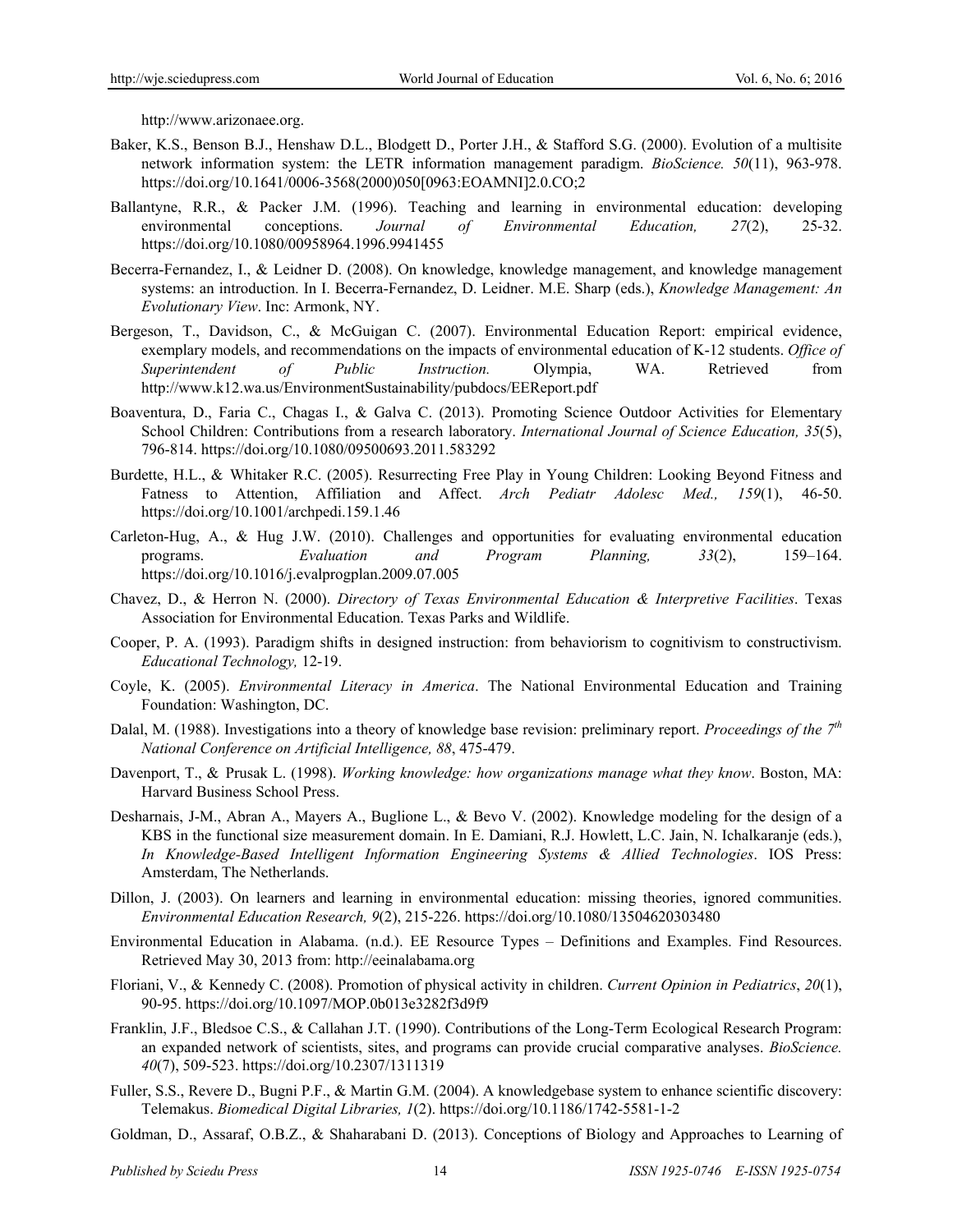http://www.arizonaee.org.

Baker, K.S., Benson B.J., Henshaw D.L., Blodgett D., Porter J.H., & Stafford S.G. (2000). Evolution of a multisite network information system: the LETR information management paradigm. *BioScience. 50*(11), 963-978. https://doi.org/10.1641/0006-3568(2000)050[0963:EOAMNI]2.0.CO;2

Ballantyne, R.R., & Packer J.M. (1996). Teaching and learning in environmental education: developing environmental conceptions. *Journal of Environmental Education, 27*(2), 25-32. https://doi.org/10.1080/00958964.1996.9941455

Becerra-Fernandez, I., & Leidner D. (2008). On knowledge, knowledge management, and knowledge management systems: an introduction. In I. Becerra-Fernandez, D. Leidner. M.E. Sharp (eds.), *Knowledge Management: An Evolutionary View*. Inc: Armonk, NY.

Bergeson, T., Davidson, C., & McGuigan C. (2007). Environmental Education Report: empirical evidence, exemplary models, and recommendations on the impacts of environmental education of K-12 students. *Office of Superintendent of Public Instruction.* Olympia, WA. Retrieved from http://www.k12.wa.us/EnvironmentSustainability/pubdocs/EEReport.pdf

Boaventura, D., Faria C., Chagas I., & Galva C. (2013). Promoting Science Outdoor Activities for Elementary School Children: Contributions from a research laboratory. *International Journal of Science Education, 35*(5), 796-814. https://doi.org/10.1080/09500693.2011.583292

Burdette, H.L., & Whitaker R.C. (2005). Resurrecting Free Play in Young Children: Looking Beyond Fitness and Fatness to Attention, Affiliation and Affect. *Arch Pediatr Adolesc Med., 159*(1), 46-50. https://doi.org/10.1001/archpedi.159.1.46

Carleton-Hug, A., & Hug J.W. (2010). Challenges and opportunities for evaluating environmental education programs. *Evaluation and Program Planning, 33*(2), 159–164. https://doi.org/10.1016/j.evalprogplan.2009.07.005

Chavez, D., & Herron N. (2000). *Directory of Texas Environmental Education & Interpretive Facilities*. Texas Association for Environmental Education. Texas Parks and Wildlife.

Cooper, P. A. (1993). Paradigm shifts in designed instruction: from behaviorism to cognitivism to constructivism. *Educational Technology,* 12-19.

Coyle, K. (2005). *Environmental Literacy in America*. The National Environmental Education and Training Foundation: Washington, DC.

Dalal, M. (1988). Investigations into a theory of knowledge base revision: preliminary report. *Proceedings of the 7th National Conference on Artificial Intelligence, 88*, 475-479.

Davenport, T., & Prusak L. (1998). *Working knowledge: how organizations manage what they know*. Boston, MA: Harvard Business School Press.

Desharnais, J-M., Abran A., Mayers A., Buglione L., & Bevo V. (2002). Knowledge modeling for the design of a KBS in the functional size measurement domain. In E. Damiani, R.J. Howlett, L.C. Jain, N. Ichalkaranje (eds.), *In Knowledge-Based Intelligent Information Engineering Systems & Allied Technologies*. IOS Press: Amsterdam, The Netherlands.

Dillon, J. (2003). On learners and learning in environmental education: missing theories, ignored communities. *Environmental Education Research, 9*(2), 215-226. https://doi.org/10.1080/13504620303480

Environmental Education in Alabama. (n.d.). EE Resource Types – Definitions and Examples. Find Resources. Retrieved May 30, 2013 from: http://eeinalabama.org

Floriani, V., & Kennedy C. (2008). Promotion of physical activity in children. *Current Opinion in Pediatrics*, *20*(1), 90-95. https://doi.org/10.1097/MOP.0b013e3282f3d9f9

Franklin, J.F., Bledsoe C.S., & Callahan J.T. (1990). Contributions of the Long-Term Ecological Research Program: an expanded network of scientists, sites, and programs can provide crucial comparative analyses. *BioScience. 40*(7), 509-523. https://doi.org/10.2307/1311319

Fuller, S.S., Revere D., Bugni P.F., & Martin G.M. (2004). A knowledgebase system to enhance scientific discovery: Telemakus. *Biomedical Digital Libraries, 1*(2). https://doi.org/10.1186/1742-5581-1-2

Goldman, D., Assaraf, O.B.Z., & Shaharabani D. (2013). Conceptions of Biology and Approaches to Learning of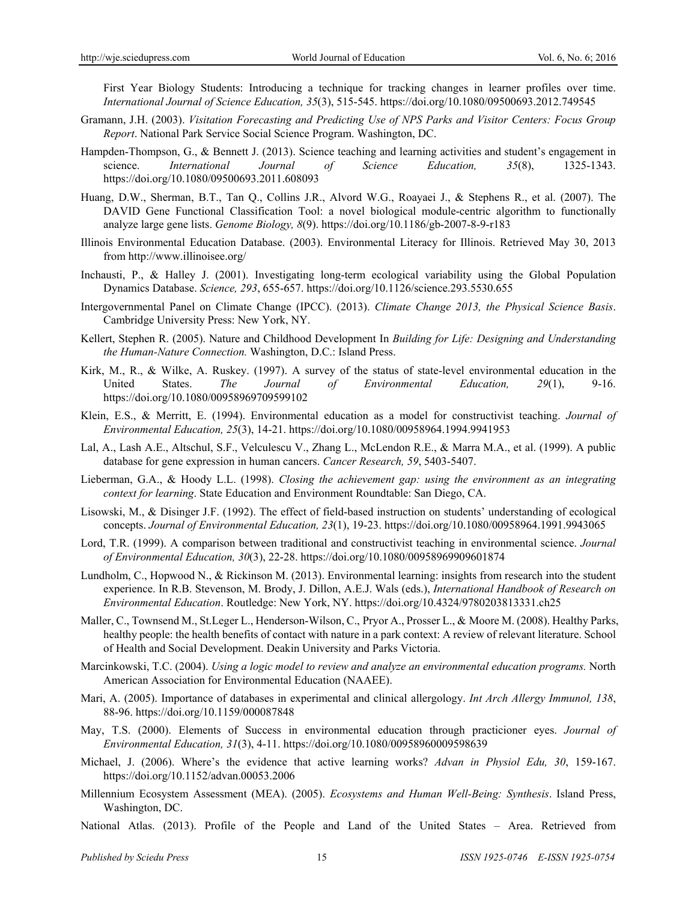First Year Biology Students: Introducing a technique for tracking changes in learner profiles over time. *International Journal of Science Education, 35*(3), 515-545. https://doi.org/10.1080/09500693.2012.749545

Gramann, J.H. (2003). *Visitation Forecasting and Predicting Use of NPS Parks and Visitor Centers: Focus Group Report*. National Park Service Social Science Program. Washington, DC.

Hampden-Thompson, G., & Bennett J. (2013). Science teaching and learning activities and student's engagement in science. *International Journal of Science Education, 35*(8), 1325-1343. https://doi.org/10.1080/09500693.2011.608093

Huang, D.W., Sherman, B.T., Tan Q., Collins J.R., Alvord W.G., Roayaei J., & Stephens R., et al. (2007). The DAVID Gene Functional Classification Tool: a novel biological module-centric algorithm to functionally analyze large gene lists. *Genome Biology, 8*(9). https://doi.org/10.1186/gb-2007-8-9-r183

Illinois Environmental Education Database. (2003). Environmental Literacy for Illinois. Retrieved May 30, 2013 from http://www.illinoisee.org/

Inchausti, P., & Halley J. (2001). Investigating long-term ecological variability using the Global Population Dynamics Database. *Science, 293*, 655-657. https://doi.org/10.1126/science.293.5530.655

Intergovernmental Panel on Climate Change (IPCC). (2013). *Climate Change 2013, the Physical Science Basis*. Cambridge University Press: New York, NY.

Kellert, Stephen R. (2005). Nature and Childhood Development In *Building for Life: Designing and Understanding the Human-Nature Connection.* Washington, D.C.: Island Press.

Kirk, M., R., & Wilke, A. Ruskey. (1997). A survey of the status of state-level environmental education in the United States. *The Journal of Environmental Education, 29*(1), 9-16. https://doi.org/10.1080/00958969709599102

Klein, E.S., & Merritt, E. (1994). Environmental education as a model for constructivist teaching. *Journal of Environmental Education, 25*(3), 14-21. https://doi.org/10.1080/00958964.1994.9941953

Lal, A., Lash A.E., Altschul, S.F., Velculescu V., Zhang L., McLendon R.E., & Marra M.A., et al. (1999). A public database for gene expression in human cancers. *Cancer Research, 59*, 5403-5407.

Lieberman, G.A., & Hoody L.L. (1998). *Closing the achievement gap: using the environment as an integrating context for learning*. State Education and Environment Roundtable: San Diego, CA.

Lisowski, M., & Disinger J.F. (1992). The effect of field-based instruction on students' understanding of ecological concepts. *Journal of Environmental Education, 23*(1), 19-23. https://doi.org/10.1080/00958964.1991.9943065

Lord, T.R. (1999). A comparison between traditional and constructivist teaching in environmental science. *Journal of Environmental Education, 30*(3), 22-28. https://doi.org/10.1080/00958969909601874

Lundholm, C., Hopwood N., & Rickinson M. (2013). Environmental learning: insights from research into the student experience. In R.B. Stevenson, M. Brody, J. Dillon, A.E.J. Wals (eds.), *International Handbook of Research on Environmental Education*. Routledge: New York, NY. https://doi.org/10.4324/9780203813331.ch25

Maller, C., Townsend M., St.Leger L., Henderson-Wilson, C., Pryor A., Prosser L., & Moore M. (2008). Healthy Parks, healthy people: the health benefits of contact with nature in a park context: A review of relevant literature. School of Health and Social Development. Deakin University and Parks Victoria.

Marcinkowski, T.C. (2004). *Using a logic model to review and analyze an environmental education programs.* North American Association for Environmental Education (NAAEE).

Mari, A. (2005). Importance of databases in experimental and clinical allergology. *Int Arch Allergy Immunol, 138*, 88-96. https://doi.org/10.1159/000087848

May, T.S. (2000). Elements of Success in environmental education through practicioner eyes. *Journal of Environmental Education, 31*(3), 4-11. https://doi.org/10.1080/00958960009598639

Michael, J. (2006). Where's the evidence that active learning works? *Advan in Physiol Edu, 30*, 159-167. https://doi.org/10.1152/advan.00053.2006

Millennium Ecosystem Assessment (MEA). (2005). *Ecosystems and Human Well-Being: Synthesis*. Island Press, Washington, DC.

National Atlas. (2013). Profile of the People and Land of the United States – Area. Retrieved from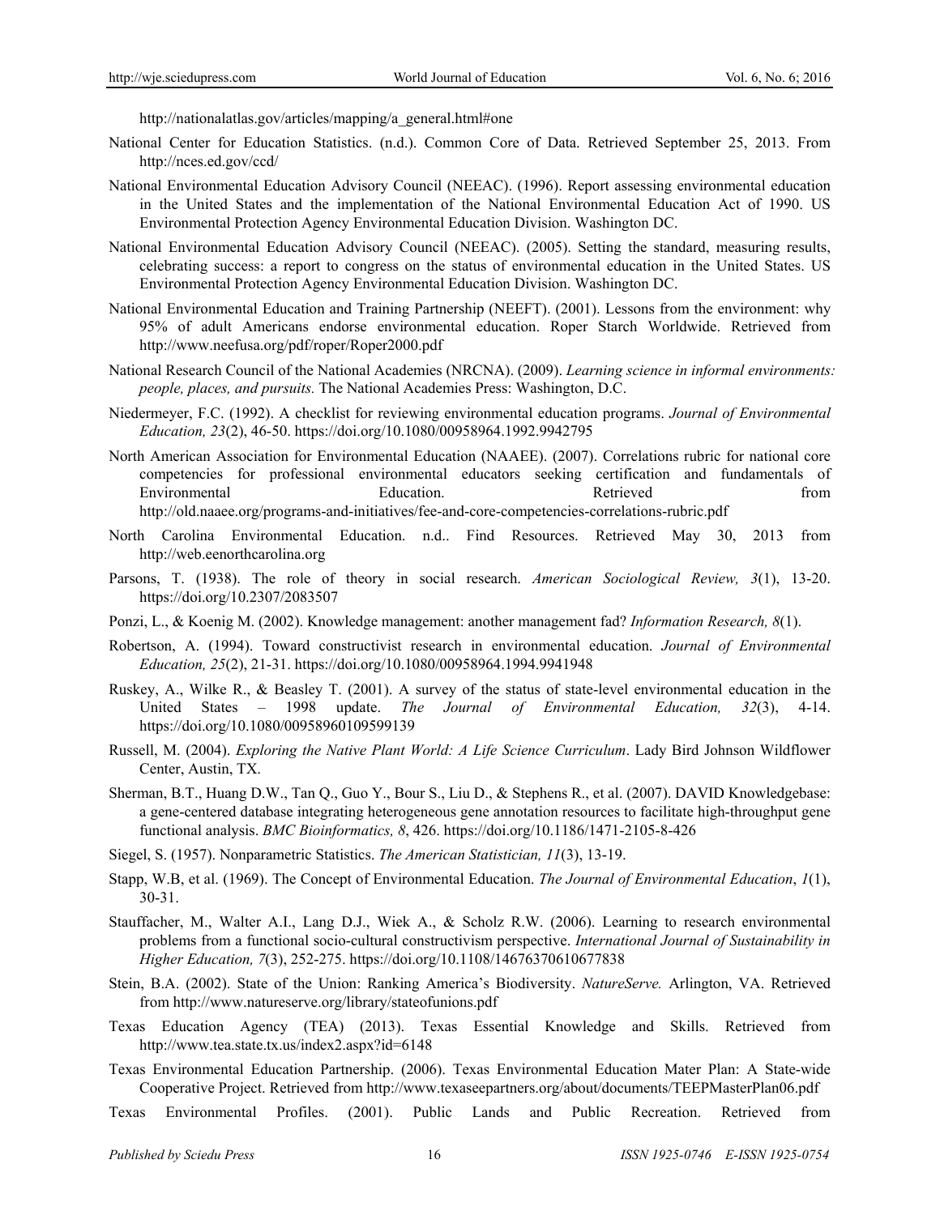http://nationalatlas.gov/articles/mapping/a_general.html#one

National Center for Education Statistics. (n.d.). Common Core of Data. Retrieved September 25, 2013. From http://nces.ed.gov/ccd/

National Environmental Education Advisory Council (NEEAC). (1996). Report assessing environmental education in the United States and the implementation of the National Environmental Education Act of 1990. US Environmental Protection Agency Environmental Education Division. Washington DC.

National Environmental Education Advisory Council (NEEAC). (2005). Setting the standard, measuring results, celebrating success: a report to congress on the status of environmental education in the United States. US Environmental Protection Agency Environmental Education Division. Washington DC.

National Environmental Education and Training Partnership (NEEFT). (2001). Lessons from the environment: why 95% of adult Americans endorse environmental education. Roper Starch Worldwide. Retrieved from http://www.neefusa.org/pdf/roper/Roper2000.pdf

National Research Council of the National Academies (NRCNA). (2009). *Learning science in informal environments: people, places, and pursuits.* The National Academies Press: Washington, D.C.

Niedermeyer, F.C. (1992). A checklist for reviewing environmental education programs. *Journal of Environmental Education, 23*(2), 46-50. https://doi.org/10.1080/00958964.1992.9942795

North American Association for Environmental Education (NAAEE). (2007). Correlations rubric for national core competencies for professional environmental educators seeking certification and fundamentals of Environmental Education. Retrieved from http://old.naaee.org/programs-and-initiatives/fee-and-core-competencies-correlations-rubric.pdf

North Carolina Environmental Education. n.d.. Find Resources. Retrieved May 30, 2013 from http://web.eenorthcarolina.org

Parsons, T. (1938). The role of theory in social research. *American Sociological Review, 3*(1), 13-20. https://doi.org/10.2307/2083507

Ponzi, L., & Koenig M. (2002). Knowledge management: another management fad? *Information Research, 8*(1).

Robertson, A. (1994). Toward constructivist research in environmental education. *Journal of Environmental Education, 25*(2), 21-31. https://doi.org/10.1080/00958964.1994.9941948

Ruskey, A., Wilke R., & Beasley T. (2001). A survey of the status of state-level environmental education in the United States – 1998 update. *The Journal of Environmental Education, 32*(3), 4-14. https://doi.org/10.1080/00958960109599139

Russell, M. (2004). *Exploring the Native Plant World: A Life Science Curriculum*. Lady Bird Johnson Wildflower Center, Austin, TX.

Sherman, B.T., Huang D.W., Tan Q., Guo Y., Bour S., Liu D., & Stephens R., et al. (2007). DAVID Knowledgebase: a gene-centered database integrating heterogeneous gene annotation resources to facilitate high-throughput gene functional analysis. *BMC Bioinformatics, 8*, 426. https://doi.org/10.1186/1471-2105-8-426

Siegel, S. (1957). Nonparametric Statistics. *The American Statistician, 11*(3), 13-19.

Stapp, W.B, et al. (1969). The Concept of Environmental Education. *The Journal of Environmental Education*, *1*(1), 30-31.

Stauffacher, M., Walter A.I., Lang D.J., Wiek A., & Scholz R.W. (2006). Learning to research environmental problems from a functional socio-cultural constructivism perspective. *International Journal of Sustainability in Higher Education, 7*(3), 252-275. https://doi.org/10.1108/14676370610677838

Stein, B.A. (2002). State of the Union: Ranking America's Biodiversity. *NatureServe.* Arlington, VA. Retrieved from http://www.natureserve.org/library/stateofunions.pdf

Texas Education Agency (TEA) (2013). Texas Essential Knowledge and Skills. Retrieved from http://www.tea.state.tx.us/index2.aspx?id=6148

Texas Environmental Education Partnership. (2006). Texas Environmental Education Mater Plan: A State-wide Cooperative Project. Retrieved from http://www.texaseepartners.org/about/documents/TEEPMasterPlan06.pdf

Texas Environmental Profiles. (2001). Public Lands and Public Recreation. Retrieved from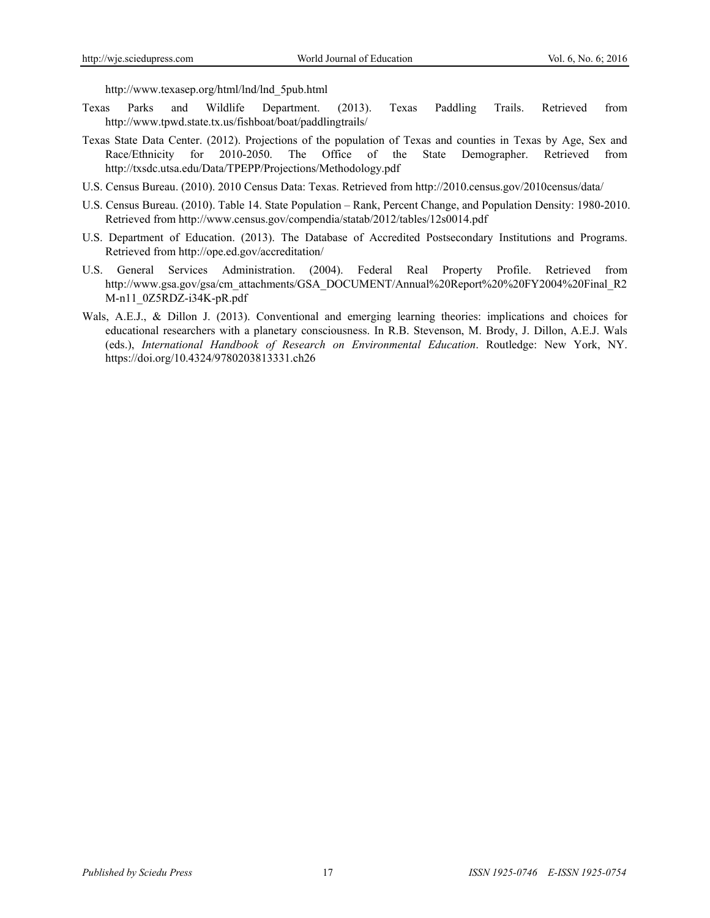http://www.texasep.org/html/lnd/lnd_5pub.html

Texas Parks and Wildlife Department. (2013). Texas Paddling Trails. Retrieved from http://www.tpwd.state.tx.us/fishboat/boat/paddlingtrails/

Texas State Data Center. (2012). Projections of the population of Texas and counties in Texas by Age, Sex and Race/Ethnicity for 2010-2050. The Office of the State Demographer. Retrieved from http://txsdc.utsa.edu/Data/TPEPP/Projections/Methodology.pdf

U.S. Census Bureau. (2010). 2010 Census Data: Texas. Retrieved from http://2010.census.gov/2010census/data/

U.S. Census Bureau. (2010). Table 14. State Population – Rank, Percent Change, and Population Density: 1980-2010. Retrieved from http://www.census.gov/compendia/statab/2012/tables/12s0014.pdf

U.S. Department of Education. (2013). The Database of Accredited Postsecondary Institutions and Programs. Retrieved from http://ope.ed.gov/accreditation/

U.S. General Services Administration. (2004). Federal Real Property Profile. Retrieved from http://www.gsa.gov/gsa/cm_attachments/GSA_DOCUMENT/Annual%20Report%20%20FY2004%20Final_R2M-n11_0Z5RDZ-i34K-pR.pdf

Wals, A.E.J., & Dillon J. (2013). Conventional and emerging learning theories: implications and choices for educational researchers with a planetary consciousness. In R.B. Stevenson, M. Brody, J. Dillon, A.E.J. Wals (eds.), *International Handbook of Research on Environmental Education*. Routledge: New York, NY. https://doi.org/10.4324/9780203813331.ch26